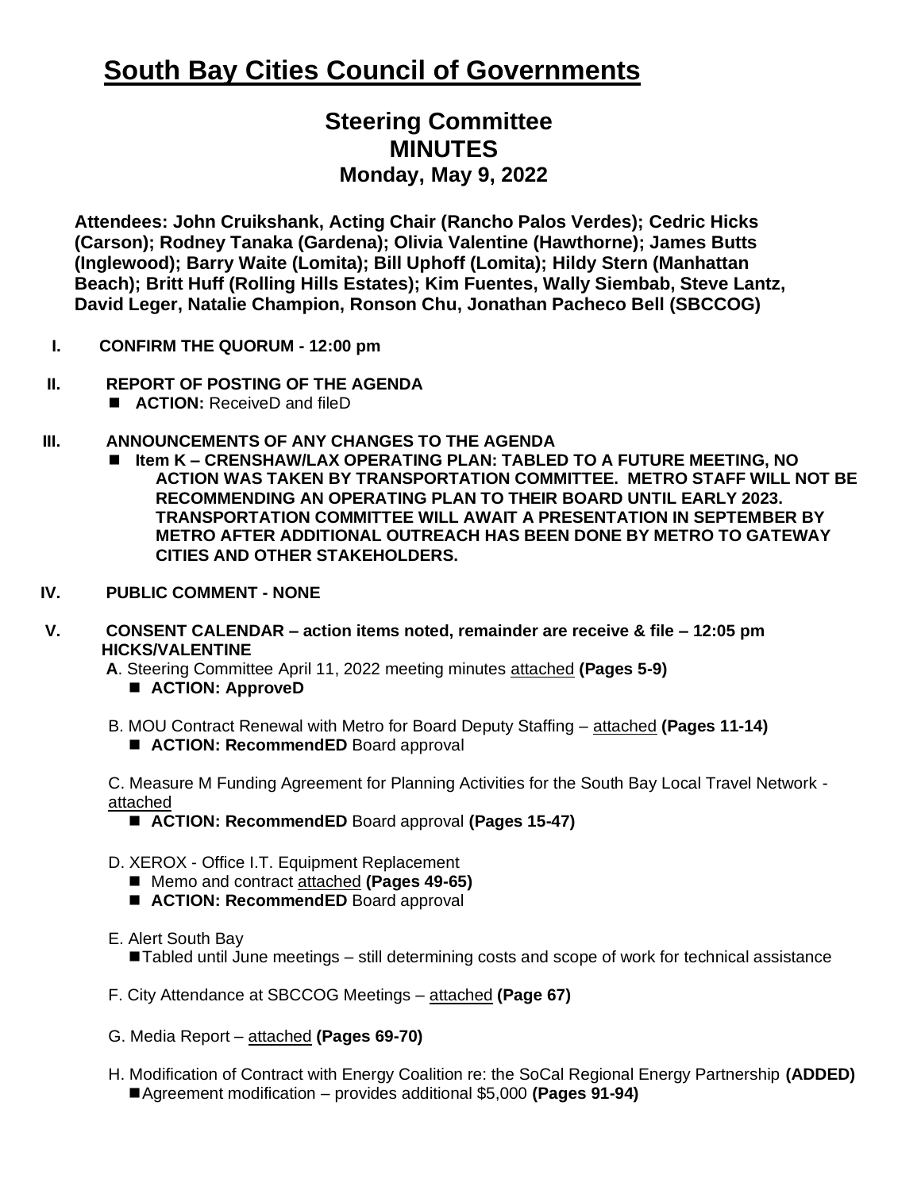# South Bay Cities Council of Governments

## Steering Committee
## MINUTES
### Monday, May 9, 2022

**Attendees: John Cruikshank, Acting Chair (Rancho Palos Verdes); Cedric Hicks (Carson); Rodney Tanaka (Gardena); Olivia Valentine (Hawthorne); James Butts (Inglewood); Barry Waite (Lomita); Bill Uphoff (Lomita); Hildy Stern (Manhattan Beach); Britt Huff (Rolling Hills Estates); Kim Fuentes, Wally Siembab, Steve Lantz, David Leger, Natalie Champion, Ronson Chu, Jonathan Pacheco Bell (SBCCOG)**

**I. CONFIRM THE QUORUM - 12:00 pm**

**II. REPORT OF POSTING OF THE AGENDA**

- **ACTION:** ReceiveD and fileD

**III. ANNOUNCEMENTS OF ANY CHANGES TO THE AGENDA**

- **Item K – CRENSHAW/LAX OPERATING PLAN: TABLED TO A FUTURE MEETING, NO ACTION WAS TAKEN BY TRANSPORTATION COMMITTEE. METRO STAFF WILL NOT BE RECOMMENDING AN OPERATING PLAN TO THEIR BOARD UNTIL EARLY 2023. TRANSPORTATION COMMITTEE WILL AWAIT A PRESENTATION IN SEPTEMBER BY METRO AFTER ADDITIONAL OUTREACH HAS BEEN DONE BY METRO TO GATEWAY CITIES AND OTHER STAKEHOLDERS.**

**IV. PUBLIC COMMENT - NONE**

**V. CONSENT CALENDAR – action items noted, remainder are receive & file – 12:05 pm HICKS/VALENTINE**

**A**. Steering Committee April 11, 2022 meeting minutes attached **(Pages 5-9)**

- **ACTION: ApproveD**

B. MOU Contract Renewal with Metro for Board Deputy Staffing – attached **(Pages 11-14)**

- **ACTION: RecommendED** Board approval

C. Measure M Funding Agreement for Planning Activities for the South Bay Local Travel Network - attached

- **ACTION: RecommendED** Board approval **(Pages 15-47)**

D. XEROX - Office I.T. Equipment Replacement

- Memo and contract attached **(Pages 49-65)**
- **ACTION: RecommendED** Board approval

E. Alert South Bay

- Tabled until June meetings – still determining costs and scope of work for technical assistance

F. City Attendance at SBCCOG Meetings – attached **(Page 67)**

G. Media Report – attached **(Pages 69-70)**

H. Modification of Contract with Energy Coalition re: the SoCal Regional Energy Partnership **(ADDED)**

- Agreement modification – provides additional $5,000 **(Pages 91-94)**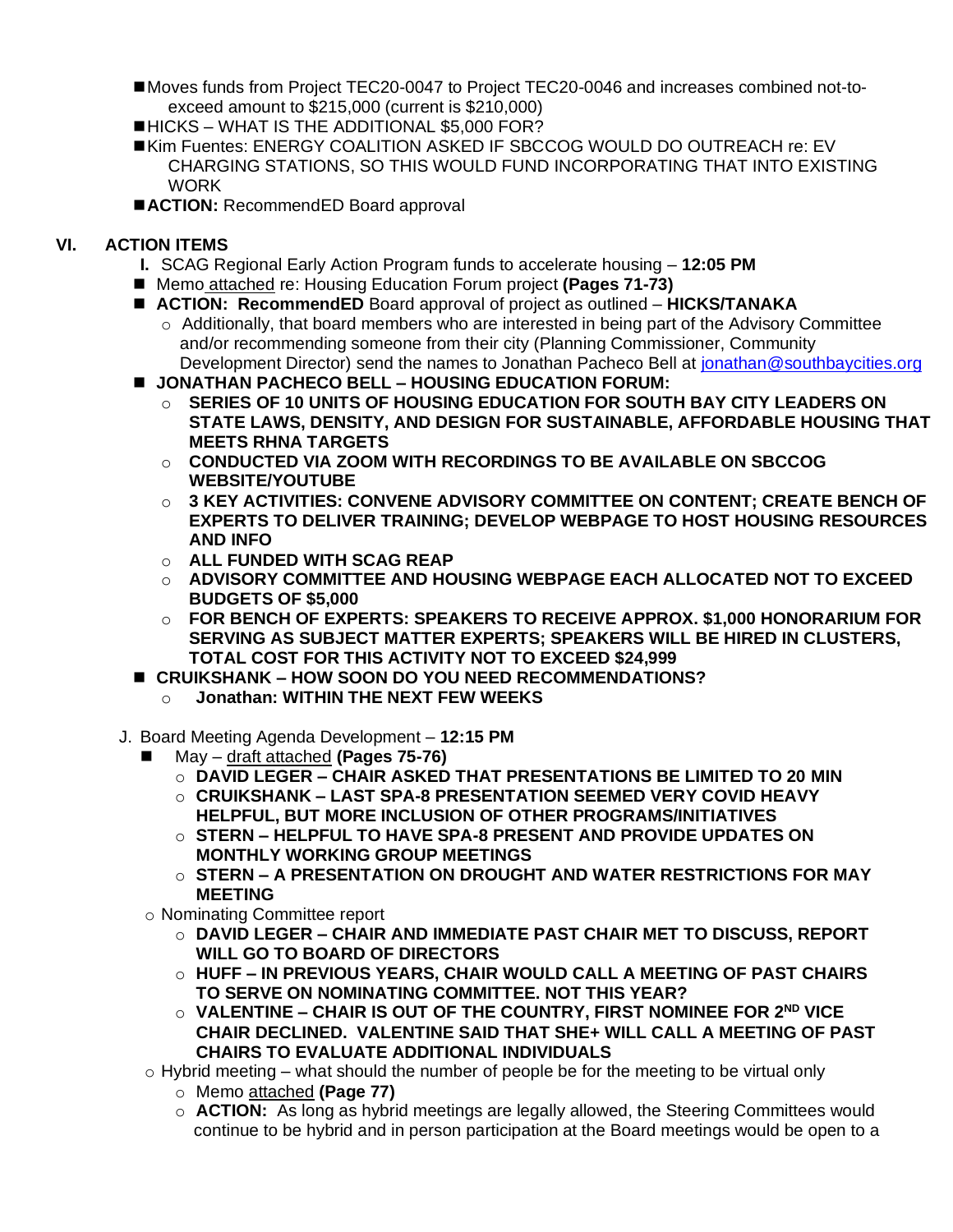- Moves funds from Project TEC20-0047 to Project TEC20-0046 and increases combined not-to-exceed amount to $215,000 (current is $210,000)
- HICKS – WHAT IS THE ADDITIONAL $5,000 FOR?
- Kim Fuentes: ENERGY COALITION ASKED IF SBCCOG WOULD DO OUTREACH re: EV CHARGING STATIONS, SO THIS WOULD FUND INCORPORATING THAT INTO EXISTING WORK
- **ACTION:** RecommendED Board approval

## VI. ACTION ITEMS

**I.** SCAG Regional Early Action Program funds to accelerate housing – **12:05 PM**

- Memo attached re: Housing Education Forum project **(Pages 71-73)**
- **ACTION: RecommendED** Board approval of project as outlined – **HICKS/TANAKA**
  - Additionally, that board members who are interested in being part of the Advisory Committee and/or recommending someone from their city (Planning Commissioner, Community Development Director) send the names to Jonathan Pacheco Bell at jonathan@southbaycities.org
- **JONATHAN PACHECO BELL – HOUSING EDUCATION FORUM:**
  - **SERIES OF 10 UNITS OF HOUSING EDUCATION FOR SOUTH BAY CITY LEADERS ON STATE LAWS, DENSITY, AND DESIGN FOR SUSTAINABLE, AFFORDABLE HOUSING THAT MEETS RHNA TARGETS**
  - **CONDUCTED VIA ZOOM WITH RECORDINGS TO BE AVAILABLE ON SBCCOG WEBSITE/YOUTUBE**
  - **3 KEY ACTIVITIES: CONVENE ADVISORY COMMITTEE ON CONTENT; CREATE BENCH OF EXPERTS TO DELIVER TRAINING; DEVELOP WEBPAGE TO HOST HOUSING RESOURCES AND INFO**
  - **ALL FUNDED WITH SCAG REAP**
  - **ADVISORY COMMITTEE AND HOUSING WEBPAGE EACH ALLOCATED NOT TO EXCEED BUDGETS OF $5,000**
  - **FOR BENCH OF EXPERTS: SPEAKERS TO RECEIVE APPROX. $1,000 HONORARIUM FOR SERVING AS SUBJECT MATTER EXPERTS; SPEAKERS WILL BE HIRED IN CLUSTERS, TOTAL COST FOR THIS ACTIVITY NOT TO EXCEED $24,999**
- **CRUIKSHANK – HOW SOON DO YOU NEED RECOMMENDATIONS?**
  - **Jonathan: WITHIN THE NEXT FEW WEEKS**

J. Board Meeting Agenda Development – **12:15 PM**

- May – draft attached **(Pages 75-76)**
  - **DAVID LEGER – CHAIR ASKED THAT PRESENTATIONS BE LIMITED TO 20 MIN**
  - **CRUIKSHANK – LAST SPA-8 PRESENTATION SEEMED VERY COVID HEAVY HELPFUL, BUT MORE INCLUSION OF OTHER PROGRAMS/INITIATIVES**
  - **STERN – HELPFUL TO HAVE SPA-8 PRESENT AND PROVIDE UPDATES ON MONTHLY WORKING GROUP MEETINGS**
  - **STERN – A PRESENTATION ON DROUGHT AND WATER RESTRICTIONS FOR MAY MEETING**
- Nominating Committee report
  - **DAVID LEGER – CHAIR AND IMMEDIATE PAST CHAIR MET TO DISCUSS, REPORT WILL GO TO BOARD OF DIRECTORS**
  - **HUFF – IN PREVIOUS YEARS, CHAIR WOULD CALL A MEETING OF PAST CHAIRS TO SERVE ON NOMINATING COMMITTEE. NOT THIS YEAR?**
  - **VALENTINE – CHAIR IS OUT OF THE COUNTRY, FIRST NOMINEE FOR 2ND VICE CHAIR DECLINED. VALENTINE SAID THAT SHE+ WILL CALL A MEETING OF PAST CHAIRS TO EVALUATE ADDITIONAL INDIVIDUALS**
- Hybrid meeting – what should the number of people be for the meeting to be virtual only
  - Memo attached **(Page 77)**
  - **ACTION:** As long as hybrid meetings are legally allowed, the Steering Committees would continue to be hybrid and in person participation at the Board meetings would be open to a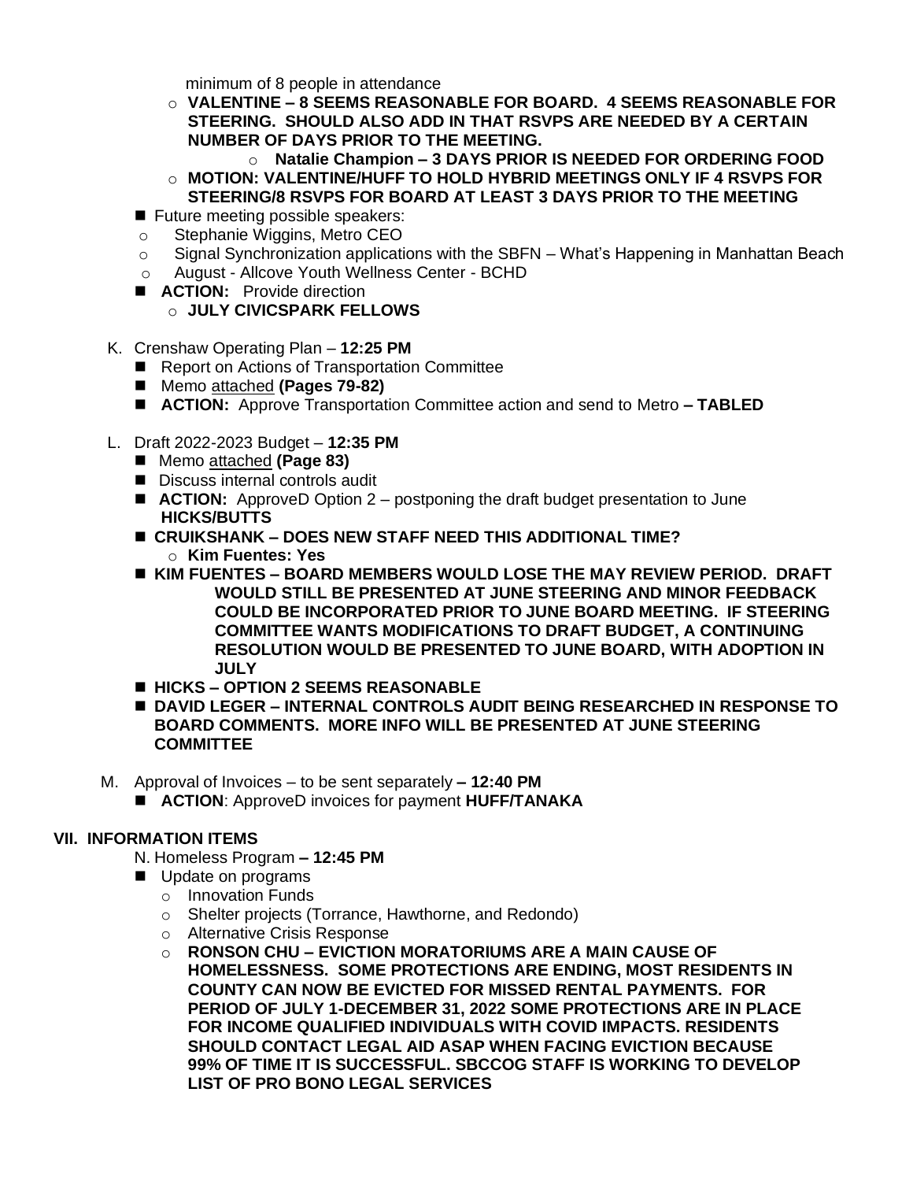minimum of 8 people in attendance

- **VALENTINE – 8 SEEMS REASONABLE FOR BOARD. 4 SEEMS REASONABLE FOR STEERING. SHOULD ALSO ADD IN THAT RSVPS ARE NEEDED BY A CERTAIN NUMBER OF DAYS PRIOR TO THE MEETING.**
  - **Natalie Champion – 3 DAYS PRIOR IS NEEDED FOR ORDERING FOOD**
- **MOTION: VALENTINE/HUFF TO HOLD HYBRID MEETINGS ONLY IF 4 RSVPS FOR STEERING/8 RSVPS FOR BOARD AT LEAST 3 DAYS PRIOR TO THE MEETING**

- Future meeting possible speakers:
  - Stephanie Wiggins, Metro CEO
  - Signal Synchronization applications with the SBFN – What's Happening in Manhattan Beach
  - August - Allcove Youth Wellness Center - BCHD
- **ACTION:** Provide direction
  - **JULY CIVICSPARK FELLOWS**

K. Crenshaw Operating Plan – **12:25 PM**

- Report on Actions of Transportation Committee
- Memo attached **(Pages 79-82)**
- **ACTION:** Approve Transportation Committee action and send to Metro **– TABLED**

L. Draft 2022-2023 Budget – **12:35 PM**

- Memo attached **(Page 83)**
- Discuss internal controls audit
- **ACTION:** ApproveD Option 2 – postponing the draft budget presentation to June **HICKS/BUTTS**
- **CRUIKSHANK – DOES NEW STAFF NEED THIS ADDITIONAL TIME?**
  - **Kim Fuentes: Yes**
- **KIM FUENTES – BOARD MEMBERS WOULD LOSE THE MAY REVIEW PERIOD. DRAFT WOULD STILL BE PRESENTED AT JUNE STEERING AND MINOR FEEDBACK COULD BE INCORPORATED PRIOR TO JUNE BOARD MEETING. IF STEERING COMMITTEE WANTS MODIFICATIONS TO DRAFT BUDGET, A CONTINUING RESOLUTION WOULD BE PRESENTED TO JUNE BOARD, WITH ADOPTION IN JULY**
- **HICKS – OPTION 2 SEEMS REASONABLE**
- **DAVID LEGER – INTERNAL CONTROLS AUDIT BEING RESEARCHED IN RESPONSE TO BOARD COMMENTS. MORE INFO WILL BE PRESENTED AT JUNE STEERING COMMITTEE**

M. Approval of Invoices – to be sent separately **– 12:40 PM**

- **ACTION**: ApproveD invoices for payment **HUFF/TANAKA**

## VII. INFORMATION ITEMS

N. Homeless Program **– 12:45 PM**

- Update on programs
  - Innovation Funds
  - Shelter projects (Torrance, Hawthorne, and Redondo)
  - Alternative Crisis Response
  - **RONSON CHU – EVICTION MORATORIUMS ARE A MAIN CAUSE OF HOMELESSNESS. SOME PROTECTIONS ARE ENDING, MOST RESIDENTS IN COUNTY CAN NOW BE EVICTED FOR MISSED RENTAL PAYMENTS. FOR PERIOD OF JULY 1-DECEMBER 31, 2022 SOME PROTECTIONS ARE IN PLACE FOR INCOME QUALIFIED INDIVIDUALS WITH COVID IMPACTS. RESIDENTS SHOULD CONTACT LEGAL AID ASAP WHEN FACING EVICTION BECAUSE 99% OF TIME IT IS SUCCESSFUL. SBCCOG STAFF IS WORKING TO DEVELOP LIST OF PRO BONO LEGAL SERVICES**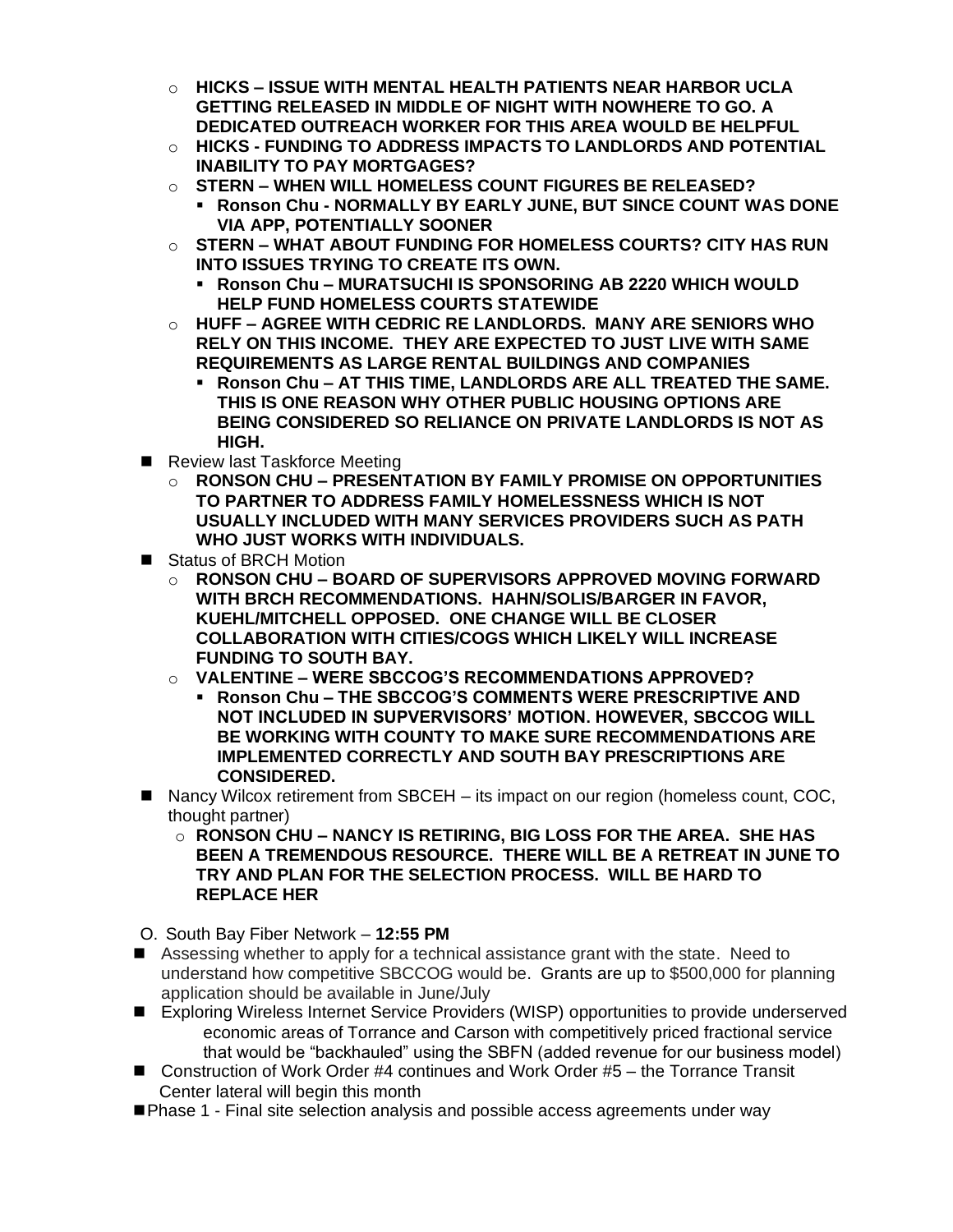- **HICKS – ISSUE WITH MENTAL HEALTH PATIENTS NEAR HARBOR UCLA GETTING RELEASED IN MIDDLE OF NIGHT WITH NOWHERE TO GO. A DEDICATED OUTREACH WORKER FOR THIS AREA WOULD BE HELPFUL**
  - **HICKS - FUNDING TO ADDRESS IMPACTS TO LANDLORDS AND POTENTIAL INABILITY TO PAY MORTGAGES?**
  - **STERN – WHEN WILL HOMELESS COUNT FIGURES BE RELEASED?**
    - **Ronson Chu - NORMALLY BY EARLY JUNE, BUT SINCE COUNT WAS DONE VIA APP, POTENTIALLY SOONER**
  - **STERN – WHAT ABOUT FUNDING FOR HOMELESS COURTS? CITY HAS RUN INTO ISSUES TRYING TO CREATE ITS OWN.**
    - **Ronson Chu – MURATSUCHI IS SPONSORING AB 2220 WHICH WOULD HELP FUND HOMELESS COURTS STATEWIDE**
  - **HUFF – AGREE WITH CEDRIC RE LANDLORDS. MANY ARE SENIORS WHO RELY ON THIS INCOME. THEY ARE EXPECTED TO JUST LIVE WITH SAME REQUIREMENTS AS LARGE RENTAL BUILDINGS AND COMPANIES**
    - **Ronson Chu – AT THIS TIME, LANDLORDS ARE ALL TREATED THE SAME. THIS IS ONE REASON WHY OTHER PUBLIC HOUSING OPTIONS ARE BEING CONSIDERED SO RELIANCE ON PRIVATE LANDLORDS IS NOT AS HIGH.**
- Review last Taskforce Meeting
  - **RONSON CHU – PRESENTATION BY FAMILY PROMISE ON OPPORTUNITIES TO PARTNER TO ADDRESS FAMILY HOMELESSNESS WHICH IS NOT USUALLY INCLUDED WITH MANY SERVICES PROVIDERS SUCH AS PATH WHO JUST WORKS WITH INDIVIDUALS.**
- Status of BRCH Motion
  - **RONSON CHU – BOARD OF SUPERVISORS APPROVED MOVING FORWARD WITH BRCH RECOMMENDATIONS. HAHN/SOLIS/BARGER IN FAVOR, KUEHL/MITCHELL OPPOSED. ONE CHANGE WILL BE CLOSER COLLABORATION WITH CITIES/COGS WHICH LIKELY WILL INCREASE FUNDING TO SOUTH BAY.**
  - **VALENTINE – WERE SBCCOG'S RECOMMENDATIONS APPROVED?**
    - **Ronson Chu – THE SBCCOG'S COMMENTS WERE PRESCRIPTIVE AND NOT INCLUDED IN SUPVERVISORS' MOTION. HOWEVER, SBCCOG WILL BE WORKING WITH COUNTY TO MAKE SURE RECOMMENDATIONS ARE IMPLEMENTED CORRECTLY AND SOUTH BAY PRESCRIPTIONS ARE CONSIDERED.**
- Nancy Wilcox retirement from SBCEH – its impact on our region (homeless count, COC, thought partner)
  - **RONSON CHU – NANCY IS RETIRING, BIG LOSS FOR THE AREA. SHE HAS BEEN A TREMENDOUS RESOURCE. THERE WILL BE A RETREAT IN JUNE TO TRY AND PLAN FOR THE SELECTION PROCESS. WILL BE HARD TO REPLACE HER**

O. South Bay Fiber Network – **12:55 PM**

- Assessing whether to apply for a technical assistance grant with the state. Need to understand how competitive SBCCOG would be. Grants are up to $500,000 for planning application should be available in June/July
- Exploring Wireless Internet Service Providers (WISP) opportunities to provide underserved economic areas of Torrance and Carson with competitively priced fractional service that would be "backhauled" using the SBFN (added revenue for our business model)
- Construction of Work Order #4 continues and Work Order #5 – the Torrance Transit Center lateral will begin this month
- Phase 1 - Final site selection analysis and possible access agreements under way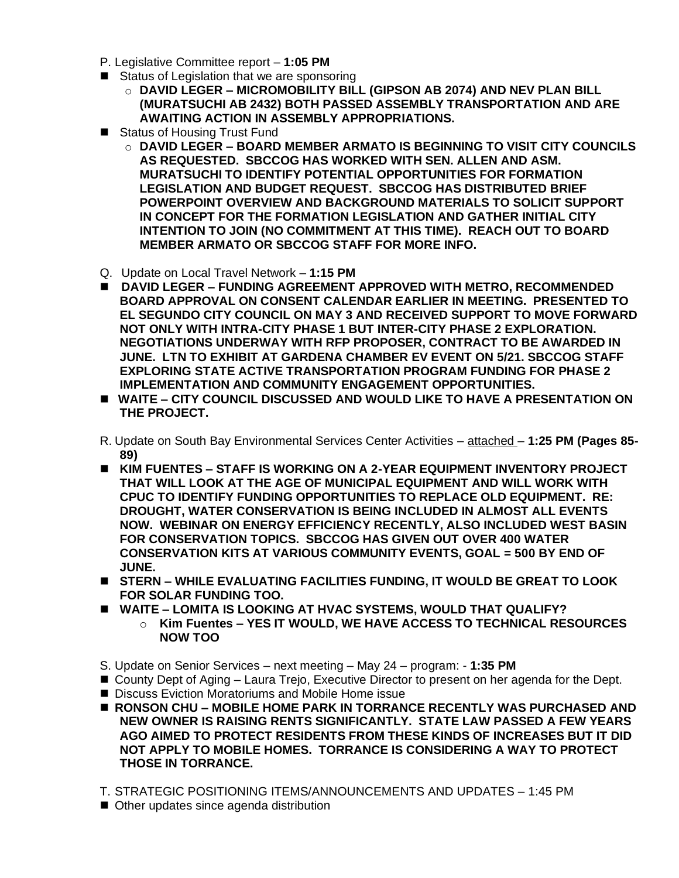P. Legislative Committee report – **1:05 PM**

- Status of Legislation that we are sponsoring
  - **DAVID LEGER – MICROMOBILITY BILL (GIPSON AB 2074) AND NEV PLAN BILL (MURATSUCHI AB 2432) BOTH PASSED ASSEMBLY TRANSPORTATION AND ARE AWAITING ACTION IN ASSEMBLY APPROPRIATIONS.**
- Status of Housing Trust Fund
  - **DAVID LEGER – BOARD MEMBER ARMATO IS BEGINNING TO VISIT CITY COUNCILS AS REQUESTED. SBCCOG HAS WORKED WITH SEN. ALLEN AND ASM. MURATSUCHI TO IDENTIFY POTENTIAL OPPORTUNITIES FOR FORMATION LEGISLATION AND BUDGET REQUEST. SBCCOG HAS DISTRIBUTED BRIEF POWERPOINT OVERVIEW AND BACKGROUND MATERIALS TO SOLICIT SUPPORT IN CONCEPT FOR THE FORMATION LEGISLATION AND GATHER INITIAL CITY INTENTION TO JOIN (NO COMMITMENT AT THIS TIME). REACH OUT TO BOARD MEMBER ARMATO OR SBCCOG STAFF FOR MORE INFO.**

Q. Update on Local Travel Network – **1:15 PM**

- **DAVID LEGER – FUNDING AGREEMENT APPROVED WITH METRO, RECOMMENDED BOARD APPROVAL ON CONSENT CALENDAR EARLIER IN MEETING. PRESENTED TO EL SEGUNDO CITY COUNCIL ON MAY 3 AND RECEIVED SUPPORT TO MOVE FORWARD NOT ONLY WITH INTRA-CITY PHASE 1 BUT INTER-CITY PHASE 2 EXPLORATION. NEGOTIATIONS UNDERWAY WITH RFP PROPOSER, CONTRACT TO BE AWARDED IN JUNE. LTN TO EXHIBIT AT GARDENA CHAMBER EV EVENT ON 5/21. SBCCOG STAFF EXPLORING STATE ACTIVE TRANSPORTATION PROGRAM FUNDING FOR PHASE 2 IMPLEMENTATION AND COMMUNITY ENGAGEMENT OPPORTUNITIES.**
- **WAITE – CITY COUNCIL DISCUSSED AND WOULD LIKE TO HAVE A PRESENTATION ON THE PROJECT.**

R. Update on South Bay Environmental Services Center Activities – attached – **1:25 PM (Pages 85-89)**

- **KIM FUENTES – STAFF IS WORKING ON A 2-YEAR EQUIPMENT INVENTORY PROJECT THAT WILL LOOK AT THE AGE OF MUNICIPAL EQUIPMENT AND WILL WORK WITH CPUC TO IDENTIFY FUNDING OPPORTUNITIES TO REPLACE OLD EQUIPMENT. RE: DROUGHT, WATER CONSERVATION IS BEING INCLUDED IN ALMOST ALL EVENTS NOW. WEBINAR ON ENERGY EFFICIENCY RECENTLY, ALSO INCLUDED WEST BASIN FOR CONSERVATION TOPICS. SBCCOG HAS GIVEN OUT OVER 400 WATER CONSERVATION KITS AT VARIOUS COMMUNITY EVENTS, GOAL = 500 BY END OF JUNE.**
- **STERN – WHILE EVALUATING FACILITIES FUNDING, IT WOULD BE GREAT TO LOOK FOR SOLAR FUNDING TOO.**
- **WAITE – LOMITA IS LOOKING AT HVAC SYSTEMS, WOULD THAT QUALIFY?**
  - **Kim Fuentes – YES IT WOULD, WE HAVE ACCESS TO TECHNICAL RESOURCES NOW TOO**

S. Update on Senior Services – next meeting – May 24 – program: - **1:35 PM**

- County Dept of Aging – Laura Trejo, Executive Director to present on her agenda for the Dept.
- Discuss Eviction Moratoriums and Mobile Home issue
- **RONSON CHU – MOBILE HOME PARK IN TORRANCE RECENTLY WAS PURCHASED AND NEW OWNER IS RAISING RENTS SIGNIFICANTLY. STATE LAW PASSED A FEW YEARS AGO AIMED TO PROTECT RESIDENTS FROM THESE KINDS OF INCREASES BUT IT DID NOT APPLY TO MOBILE HOMES. TORRANCE IS CONSIDERING A WAY TO PROTECT THOSE IN TORRANCE.**

T. STRATEGIC POSITIONING ITEMS/ANNOUNCEMENTS AND UPDATES – 1:45 PM

- Other updates since agenda distribution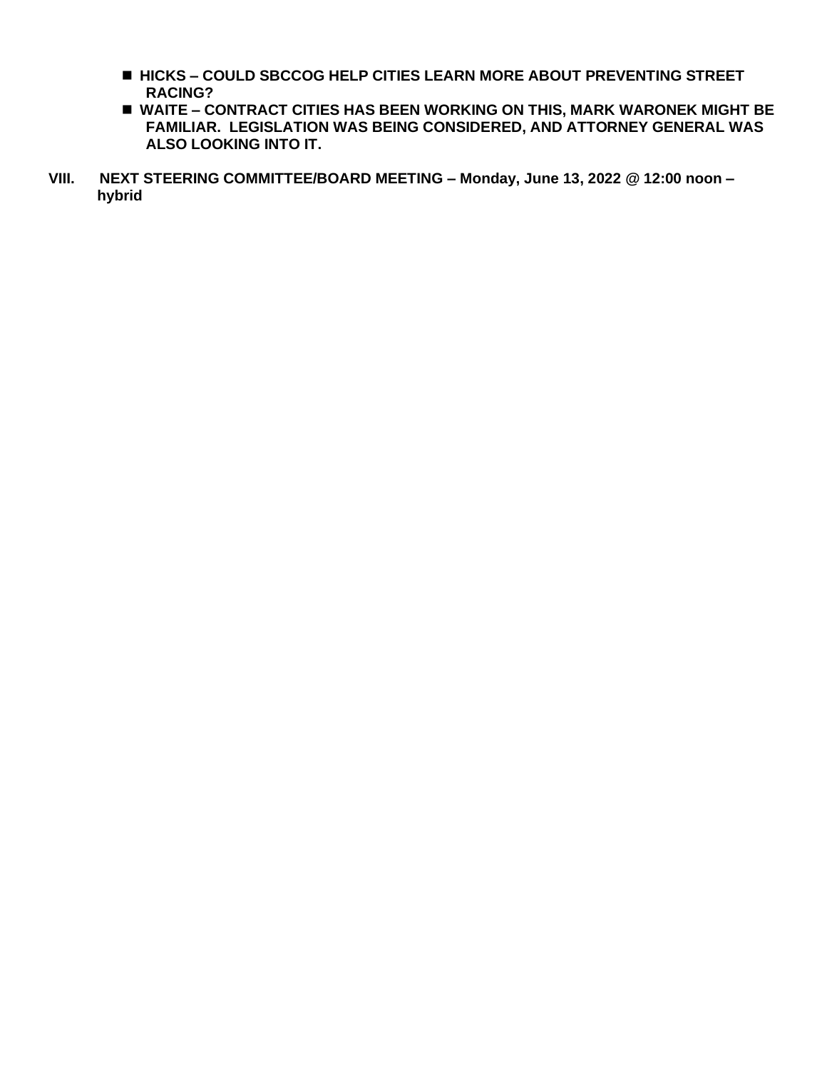- **HICKS – COULD SBCCOG HELP CITIES LEARN MORE ABOUT PREVENTING STREET RACING?**
- **WAITE – CONTRACT CITIES HAS BEEN WORKING ON THIS, MARK WARONEK MIGHT BE FAMILIAR. LEGISLATION WAS BEING CONSIDERED, AND ATTORNEY GENERAL WAS ALSO LOOKING INTO IT.**

**VIII. NEXT STEERING COMMITTEE/BOARD MEETING – Monday, June 13, 2022 @ 12:00 noon – hybrid**